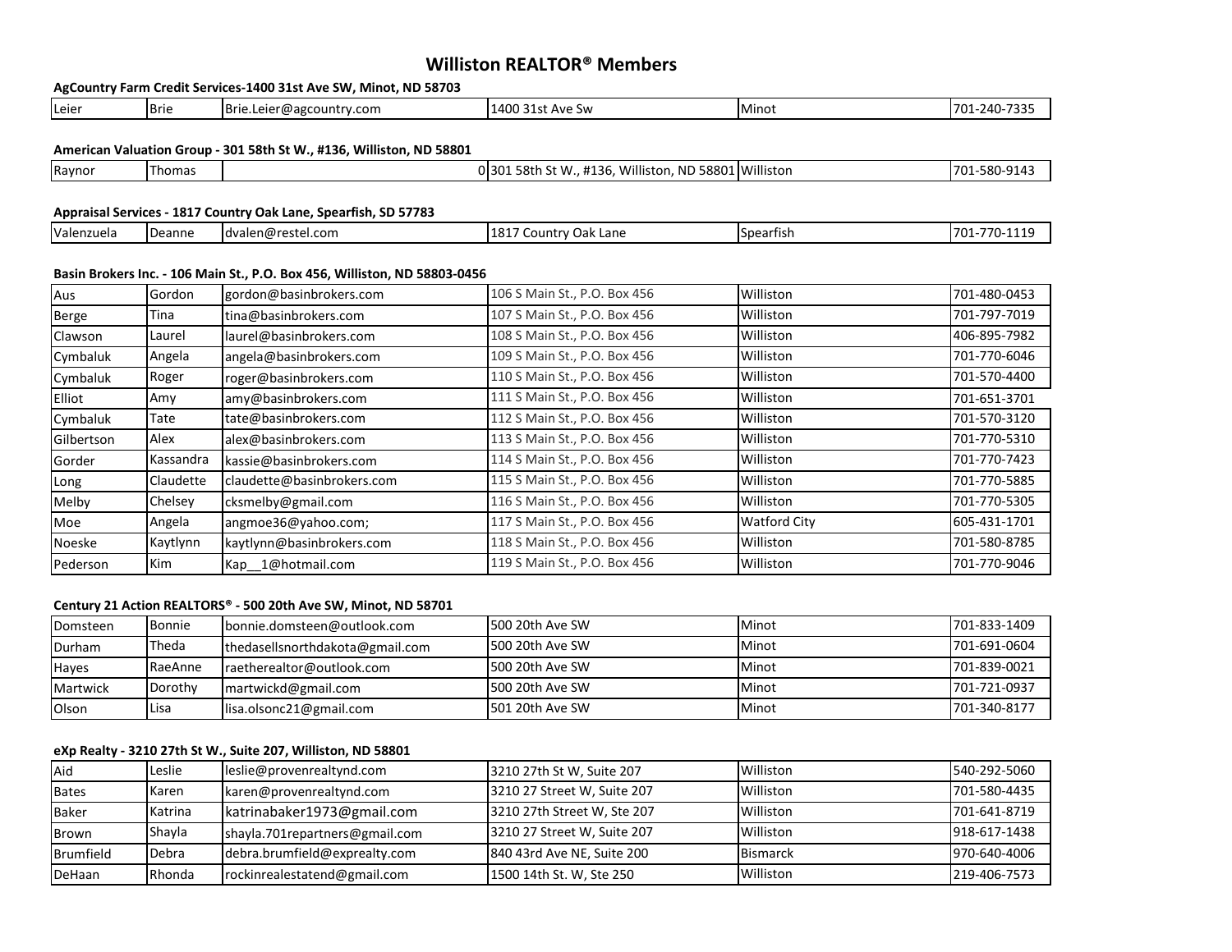# Williston REALTOR® Members

**AgCountry Farm Credit Services-1400 31st Ave SW, Minot, ND 58703**

| | | | | | |
|---|---|---|---|---|---|
| Leier | Brie | Brie.Leier@agcountry.com | 1400 31st Ave Sw | Minot | 701-240-7335 |

**American Valuation Group - 301 58th St W., #136, Williston, ND 58801**

| | | | | | |
|---|---|---|---|---|---|
| Raynor | Thomas | 0 | 301 58th St W., #136, Williston, ND 58801 | Williston | 701-580-9143 |

**Appraisal Services - 1817 Country Oak Lane, Spearfish, SD 57783**

| | | | | | |
|---|---|---|---|---|---|
| Valenzuela | Deanne | dvalen@restel.com | 1817 Country Oak Lane | Spearfish | 701-770-1119 |

**Basin Brokers Inc. - 106 Main St., P.O. Box 456, Williston, ND 58803-0456**

| | | | | | |
|---|---|---|---|---|---|
| Aus | Gordon | gordon@basinbrokers.com | 106 S Main St., P.O. Box 456 | Williston | 701-480-0453 |
| Berge | Tina | tina@basinbrokers.com | 107 S Main St., P.O. Box 456 | Williston | 701-797-7019 |
| Clawson | Laurel | laurel@basinbrokers.com | 108 S Main St., P.O. Box 456 | Williston | 406-895-7982 |
| Cymbaluk | Angela | angela@basinbrokers.com | 109 S Main St., P.O. Box 456 | Williston | 701-770-6046 |
| Cymbaluk | Roger | roger@basinbrokers.com | 110 S Main St., P.O. Box 456 | Williston | 701-570-4400 |
| Elliot | Amy | amy@basinbrokers.com | 111 S Main St., P.O. Box 456 | Williston | 701-651-3701 |
| Cymbaluk | Tate | tate@basinbrokers.com | 112 S Main St., P.O. Box 456 | Williston | 701-570-3120 |
| Gilbertson | Alex | alex@basinbrokers.com | 113 S Main St., P.O. Box 456 | Williston | 701-770-5310 |
| Gorder | Kassandra | kassie@basinbrokers.com | 114 S Main St., P.O. Box 456 | Williston | 701-770-7423 |
| Long | Claudette | claudette@basinbrokers.com | 115 S Main St., P.O. Box 456 | Williston | 701-770-5885 |
| Melby | Chelsey | cksmelby@gmail.com | 116 S Main St., P.O. Box 456 | Williston | 701-770-5305 |
| Moe | Angela | angmoe36@yahoo.com; | 117 S Main St., P.O. Box 456 | Watford City | 605-431-1701 |
| Noeske | Kaytlynn | kaytlynn@basinbrokers.com | 118 S Main St., P.O. Box 456 | Williston | 701-580-8785 |
| Pederson | Kim | Kap__1@hotmail.com | 119 S Main St., P.O. Box 456 | Williston | 701-770-9046 |

**Century 21 Action REALTORS® - 500 20th Ave SW, Minot, ND 58701**

| | | | | | |
|---|---|---|---|---|---|
| Domsteen | Bonnie | bonnie.domsteen@outlook.com | 500 20th Ave SW | Minot | 701-833-1409 |
| Durham | Theda | thedasellsnorthdakota@gmail.com | 500 20th Ave SW | Minot | 701-691-0604 |
| Hayes | RaeAnne | raetherealtor@outlook.com | 500 20th Ave SW | Minot | 701-839-0021 |
| Martwick | Dorothy | martwickd@gmail.com | 500 20th Ave SW | Minot | 701-721-0937 |
| Olson | Lisa | lisa.olsonc21@gmail.com | 501 20th Ave SW | Minot | 701-340-8177 |

**eXp Realty - 3210 27th St W., Suite 207, Williston, ND 58801**

| | | | | | |
|---|---|---|---|---|---|
| Aid | Leslie | leslie@provenrealtynd.com | 3210 27th St W, Suite 207 | Williston | 540-292-5060 |
| Bates | Karen | karen@provenrealtynd.com | 3210 27 Street W, Suite 207 | Williston | 701-580-4435 |
| Baker | Katrina | katrinabaker1973@gmail.com | 3210 27th Street W, Ste 207 | Williston | 701-641-8719 |
| Brown | Shayla | shayla.701repartners@gmail.com | 3210 27th Street W, Suite 207 | Williston | 918-617-1438 |
| Brumfield | Debra | debra.brumfield@exprealty.com | 840 43rd Ave NE, Suite 200 | Bismarck | 970-640-4006 |
| DeHaan | Rhonda | rockinrealestatend@gmail.com | 1500 14th St. W, Ste 250 | Williston | 219-406-7573 |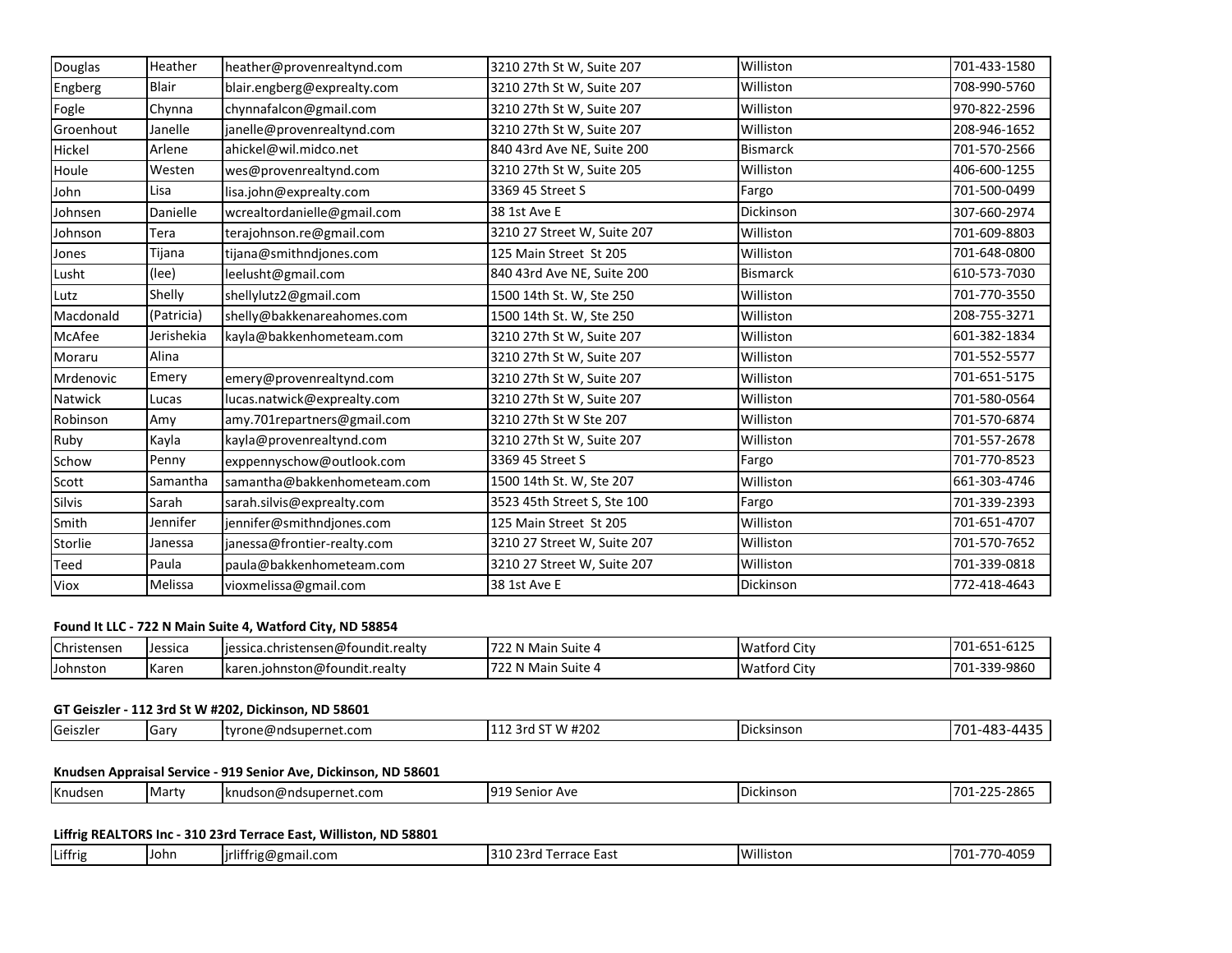| Douglas | Heather | heather@provenrealtynd.com | 3210 27th St W, Suite 207 | Williston | 701-433-1580 |
|---|---|---|---|---|---|
| Engberg | Blair | blair.engberg@exprealty.com | 3210 27th St W, Suite 207 | Williston | 708-990-5760 |
| Fogle | Chynna | chynnafalcon@gmail.com | 3210 27th St W, Suite 207 | Williston | 970-822-2596 |
| Groenhout | Janelle | janelle@provenrealtynd.com | 3210 27th St W, Suite 207 | Williston | 208-946-1652 |
| Hickel | Arlene | ahickel@wil.midco.net | 840 43rd Ave NE, Suite 200 | Bismarck | 701-570-2566 |
| Houle | Westen | wes@provenrealtynd.com | 3210 27th St W, Suite 205 | Williston | 406-600-1255 |
| John | Lisa | lisa.john@exprealty.com | 3369 45 Street S | Fargo | 701-500-0499 |
| Johnsen | Danielle | wcrealtordanielle@gmail.com | 38 1st Ave E | Dickinson | 307-660-2974 |
| Johnson | Tera | terajohnson.re@gmail.com | 3210 27 Street W, Suite 207 | Williston | 701-609-8803 |
| Jones | Tijana | tijana@smithndjones.com | 125 Main Street St 205 | Williston | 701-648-0800 |
| Lusht | (lee) | leelusht@gmail.com | 840 43rd Ave NE, Suite 200 | Bismarck | 610-573-7030 |
| Lutz | Shelly | shellylutz2@gmail.com | 1500 14th St. W, Ste 250 | Williston | 701-770-3550 |
| Macdonald | (Patricia) | shelly@bakkenareahomes.com | 1500 14th St. W, Ste 250 | Williston | 208-755-3271 |
| McAfee | Jerishekia | kayla@bakkenhometeam.com | 3210 27th St W, Suite 207 | Williston | 601-382-1834 |
| Moraru | Alina | | 3210 27th St W, Suite 207 | Williston | 701-552-5577 |
| Mrdenovic | Emery | emery@provenrealtynd.com | 3210 27th St W, Suite 207 | Williston | 701-651-5175 |
| Natwick | Lucas | lucas.natwick@exprealty.com | 3210 27th St W, Suite 207 | Williston | 701-580-0564 |
| Robinson | Amy | amy.701repartners@gmail.com | 3210 27th St W Ste 207 | Williston | 701-570-6874 |
| Ruby | Kayla | kayla@provenrealtynd.com | 3210 27th St W, Suite 207 | Williston | 701-557-2678 |
| Schow | Penny | exppennyschow@outlook.com | 3369 45 Street S | Fargo | 701-770-8523 |
| Scott | Samantha | samantha@bakkenhometeam.com | 1500 14th St. W, Ste 207 | Williston | 661-303-4746 |
| Silvis | Sarah | sarah.silvis@exprealty.com | 3523 45th Street S, Ste 100 | Fargo | 701-339-2393 |
| Smith | Jennifer | jennifer@smithndjones.com | 125 Main Street St 205 | Williston | 701-651-4707 |
| Storlie | Janessa | janessa@frontier-realty.com | 3210 27 Street W, Suite 207 | Williston | 701-570-7652 |
| Teed | Paula | paula@bakkenhometeam.com | 3210 27 Street W, Suite 207 | Williston | 701-339-0818 |
| Viox | Melissa | vioxmelissa@gmail.com | 38 1st Ave E | Dickinson | 772-418-4643 |

**Found It LLC - 722 N Main Suite 4, Watford City, ND 58854**

| Christensen | Jessica | jessica.christensen@foundit.realty | 722 N Main Suite 4 | Watford City | 701-651-6125 |
|---|---|---|---|---|---|
| Johnston | Karen | karen.johnston@foundit.realty | 722 N Main Suite 4 | Watford City | 701-339-9860 |

**GT Geiszler - 112 3rd St W #202, Dickinson, ND 58601**

| Geiszler | Gary | tyrone@ndsupernet.com | 112 3rd ST W #202 | Dicksinson | 701-483-4435 |
|---|---|---|---|---|---|

**Knudsen Appraisal Service - 919 Senior Ave, Dickinson, ND 58601**

| Knudsen | Marty | knudson@ndsupernet.com | 919 Senior Ave | Dickinson | 701-225-2865 |
|---|---|---|---|---|---|

**Liffrig REALTORS Inc - 310 23rd Terrace East, Williston, ND 58801**

| Liffrig | John | jrliffrig@gmail.com | 310 23rd Terrace East | Williston | 701-770-4059 |
|---|---|---|---|---|---|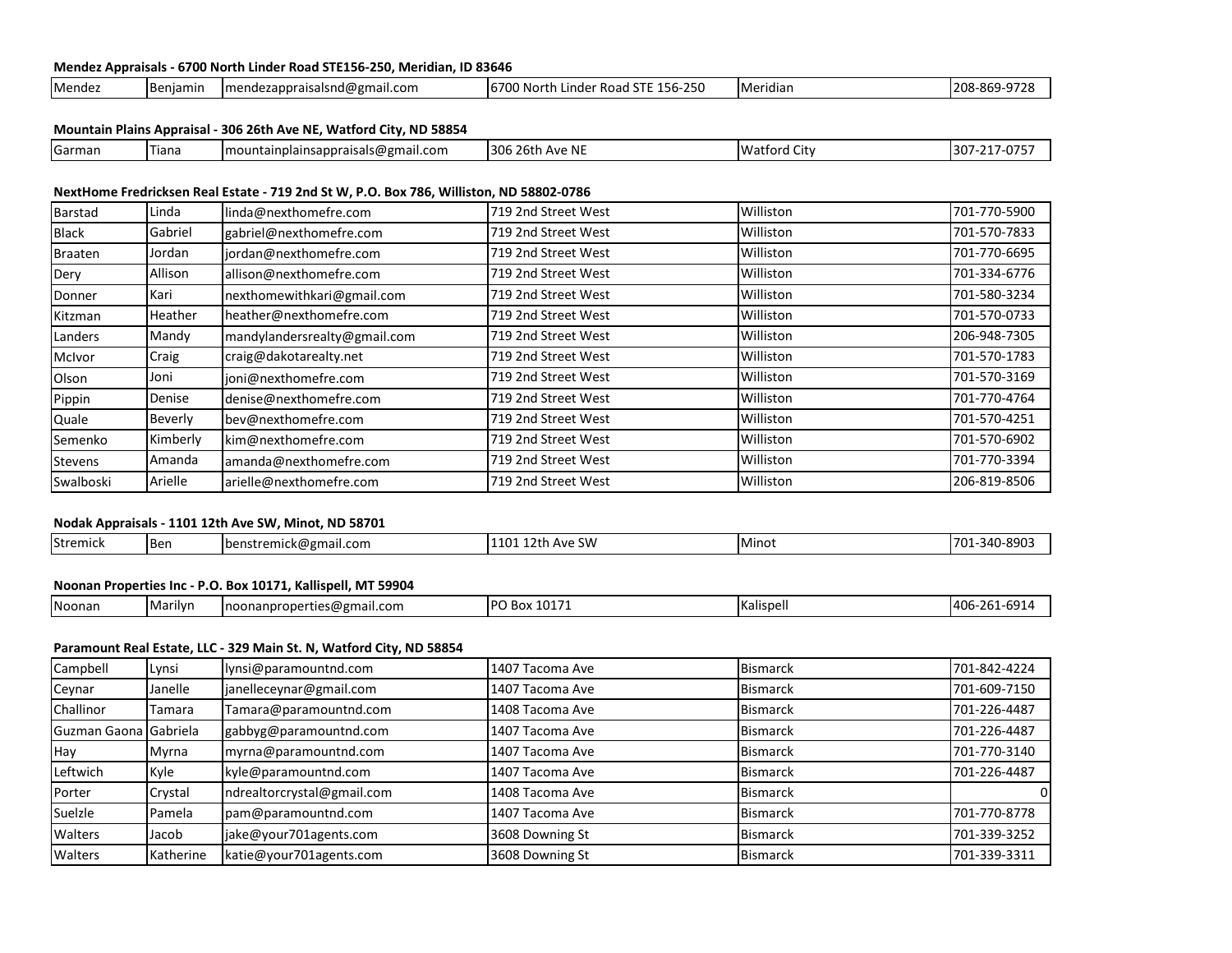**Mendez Appraisals - 6700 North Linder Road STE156-250, Meridian, ID 83646**

| | | | | | |
|---|---|---|---|---|---|
| Mendez | Benjamin | mendezappraisalsnd@gmail.com | 6700 North Linder Road STE 156-250 | Meridian | 208-869-9728 |

**Mountain Plains Appraisal - 306 26th Ave NE, Watford City, ND 58854**

| | | | | | |
|---|---|---|---|---|---|
| Garman | Tiana | mountainplainsappraisals@gmail.com | 306 26th Ave NE | Watford City | 307-217-0757 |

**NextHome Fredricksen Real Estate - 719 2nd St W, P.O. Box 786, Williston, ND 58802-0786**

| | | | | | |
|---|---|---|---|---|---|
| Barstad | Linda | linda@nexthomefre.com | 719 2nd Street West | Williston | 701-770-5900 |
| Black | Gabriel | gabriel@nexthomefre.com | 719 2nd Street West | Williston | 701-570-7833 |
| Braaten | Jordan | jordan@nexthomefre.com | 719 2nd Street West | Williston | 701-770-6695 |
| Dery | Allison | allison@nexthomefre.com | 719 2nd Street West | Williston | 701-334-6776 |
| Donner | Kari | nexthomewithkari@gmail.com | 719 2nd Street West | Williston | 701-580-3234 |
| Kitzman | Heather | heather@nexthomefre.com | 719 2nd Street West | Williston | 701-570-0733 |
| Landers | Mandy | mandylandersrealty@gmail.com | 719 2nd Street West | Williston | 206-948-7305 |
| McIvor | Craig | craig@dakotarealty.net | 719 2nd Street West | Williston | 701-570-1783 |
| Olson | Joni | joni@nexthomefre.com | 719 2nd Street West | Williston | 701-570-3169 |
| Pippin | Denise | denise@nexthomefre.com | 719 2nd Street West | Williston | 701-770-4764 |
| Quale | Beverly | bev@nexthomefre.com | 719 2nd Street West | Williston | 701-570-4251 |
| Semenko | Kimberly | kim@nexthomefre.com | 719 2nd Street West | Williston | 701-570-6902 |
| Stevens | Amanda | amanda@nexthomefre.com | 719 2nd Street West | Williston | 701-770-3394 |
| Swalboski | Arielle | arielle@nexthomefre.com | 719 2nd Street West | Williston | 206-819-8506 |

**Nodak Appraisals - 1101 12th Ave SW, Minot, ND 58701**

| | | | | | |
|---|---|---|---|---|---|
| Stremick | Ben | benstremick@gmail.com | 1101 12th Ave SW | Minot | 701-340-8903 |

**Noonan Properties Inc - P.O. Box 10171, Kallispell, MT 59904**

| | | | | | |
|---|---|---|---|---|---|
| Noonan | Marilyn | noonanproperties@gmail.com | PO Box 10171 | Kalispell | 406-261-6914 |

**Paramount Real Estate, LLC - 329 Main St. N, Watford City, ND 58854**

| | | | | | |
|---|---|---|---|---|---|
| Campbell | Lynsi | lynsi@paramountnd.com | 1407 Tacoma Ave | Bismarck | 701-842-4224 |
| Ceynar | Janelle | janelleceynar@gmail.com | 1407 Tacoma Ave | Bismarck | 701-609-7150 |
| Challinor | Tamara | Tamara@paramountnd.com | 1408 Tacoma Ave | Bismarck | 701-226-4487 |
| Guzman Gaona | Gabriela | gabbyg@paramountnd.com | 1407 Tacoma Ave | Bismarck | 701-226-4487 |
| Hay | Myrna | myrna@paramountnd.com | 1407 Tacoma Ave | Bismarck | 701-770-3140 |
| Leftwich | Kyle | kyle@paramountnd.com | 1407 Tacoma Ave | Bismarck | 701-226-4487 |
| Porter | Crystal | ndrealtorcrystal@gmail.com | 1408 Tacoma Ave | Bismarck | 0 |
| Suelzle | Pamela | pam@paramountnd.com | 1407 Tacoma Ave | Bismarck | 701-770-8778 |
| Walters | Jacob | jake@your701agents.com | 3608 Downing St | Bismarck | 701-339-3252 |
| Walters | Katherine | katie@your701agents.com | 3608 Downing St | Bismarck | 701-339-3311 |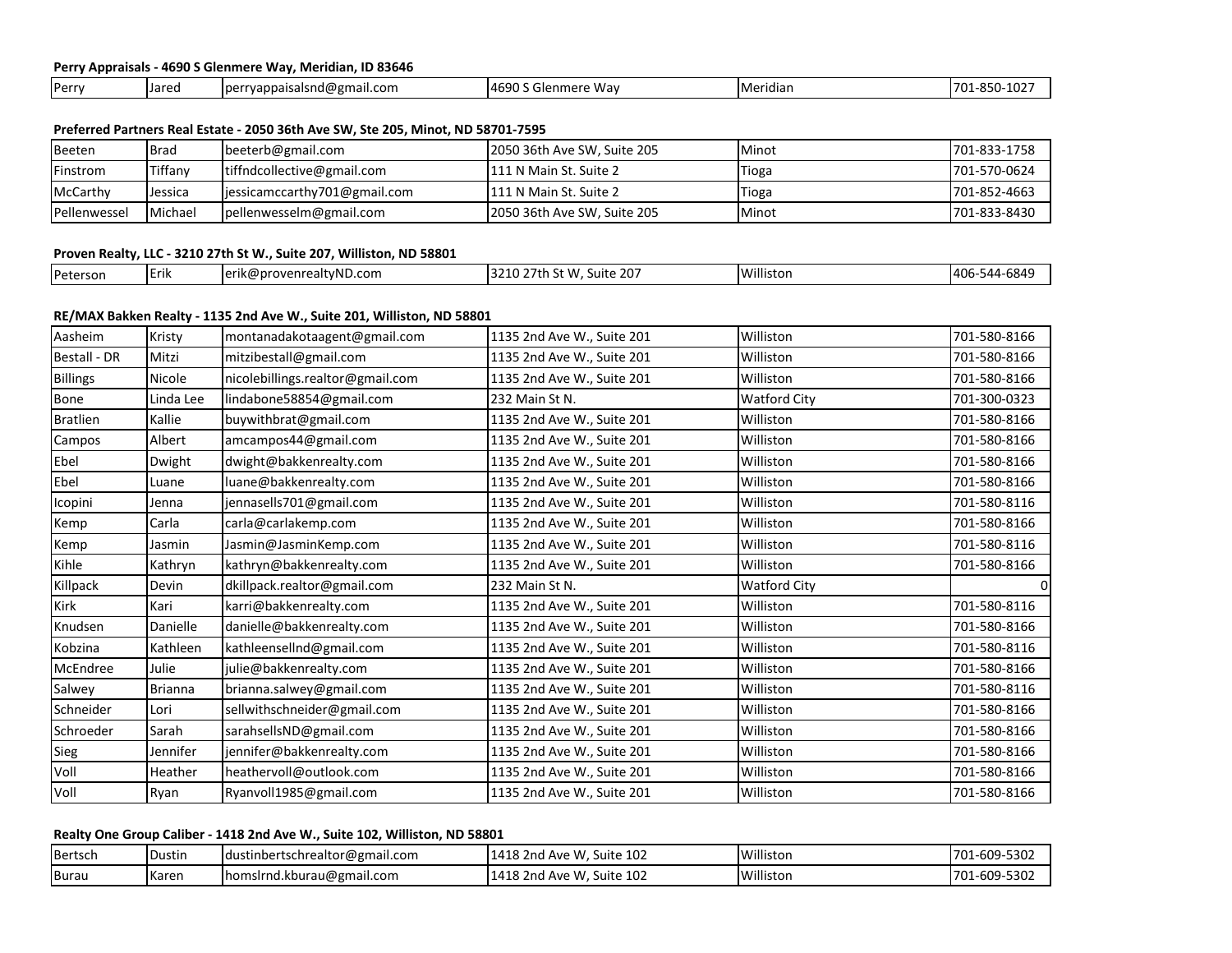**Perry Appraisals - 4690 S Glenmere Way, Meridian, ID 83646**

| | | | | | |
|---|---|---|---|---|---|
| Perry | Jared | perryappaisalsnd@gmail.com | 4690 S Glenmere Way | Meridian | 701-850-1027 |

**Preferred Partners Real Estate - 2050 36th Ave SW, Ste 205, Minot, ND 58701-7595**

| | | | | | |
|---|---|---|---|---|---|
| Beeten | Brad | beeterb@gmail.com | 2050 36th Ave SW, Suite 205 | Minot | 701-833-1758 |
| Finstrom | Tiffany | tiffndcollective@gmail.com | 111 N Main St. Suite 2 | Tioga | 701-570-0624 |
| McCarthy | Jessica | jessicamccarthy701@gmail.com | 111 N Main St. Suite 2 | Tioga | 701-852-4663 |
| Pellenwessel | Michael | pellenwesselm@gmail.com | 2050 36th Ave SW, Suite 205 | Minot | 701-833-8430 |

**Proven Realty, LLC - 3210 27th St W., Suite 207, Williston, ND 58801**

| | | | | | |
|---|---|---|---|---|---|
| Peterson | Erik | erik@provenrealtyND.com | 3210 27th St W, Suite 207 | Williston | 406-544-6849 |

**RE/MAX Bakken Realty - 1135 2nd Ave W., Suite 201, Williston, ND 58801**

| | | | | | |
|---|---|---|---|---|---|
| Aasheim | Kristy | montanadakotaagent@gmail.com | 1135 2nd Ave W., Suite 201 | Williston | 701-580-8166 |
| Bestall - DR | Mitzi | mitzibestall@gmail.com | 1135 2nd Ave W., Suite 201 | Williston | 701-580-8166 |
| Billings | Nicole | nicolebillings.realtor@gmail.com | 1135 2nd Ave W., Suite 201 | Williston | 701-580-8166 |
| Bone | Linda Lee | lindabone58854@gmail.com | 232 Main St N. | Watford City | 701-300-0323 |
| Bratlien | Kallie | buywithbrat@gmail.com | 1135 2nd Ave W., Suite 201 | Williston | 701-580-8166 |
| Campos | Albert | amcampos44@gmail.com | 1135 2nd Ave W., Suite 201 | Williston | 701-580-8166 |
| Ebel | Dwight | dwight@bakkenrealty.com | 1135 2nd Ave W., Suite 201 | Williston | 701-580-8166 |
| Ebel | Luane | luane@bakkenrealty.com | 1135 2nd Ave W., Suite 201 | Williston | 701-580-8166 |
| Icopini | Jenna | jennasells701@gmail.com | 1135 2nd Ave W., Suite 201 | Williston | 701-580-8116 |
| Kemp | Carla | carla@carlakemp.com | 1135 2nd Ave W., Suite 201 | Williston | 701-580-8166 |
| Kemp | Jasmin | Jasmin@JasminKemp.com | 1135 2nd Ave W., Suite 201 | Williston | 701-580-8116 |
| Kihle | Kathryn | kathryn@bakkenrealty.com | 1135 2nd Ave W., Suite 201 | Williston | 701-580-8166 |
| Killpack | Devin | dkillpack.realtor@gmail.com | 232 Main St N. | Watford City | 0 |
| Kirk | Kari | karri@bakkenrealty.com | 1135 2nd Ave W., Suite 201 | Williston | 701-580-8116 |
| Knudsen | Danielle | danielle@bakkenrealty.com | 1135 2nd Ave W., Suite 201 | Williston | 701-580-8166 |
| Kobzina | Kathleen | kathleensellnd@gmail.com | 1135 2nd Ave W., Suite 201 | Williston | 701-580-8116 |
| McEndree | Julie | julie@bakkenrealty.com | 1135 2nd Ave W., Suite 201 | Williston | 701-580-8166 |
| Salwey | Brianna | brianna.salwey@gmail.com | 1135 2nd Ave W., Suite 201 | Williston | 701-580-8116 |
| Schneider | Lori | sellwithschneider@gmail.com | 1135 2nd Ave W., Suite 201 | Williston | 701-580-8166 |
| Schroeder | Sarah | sarahsellsND@gmail.com | 1135 2nd Ave W., Suite 201 | Williston | 701-580-8166 |
| Sieg | Jennifer | jennifer@bakkenrealty.com | 1135 2nd Ave W., Suite 201 | Williston | 701-580-8166 |
| Voll | Heather | heathervoll@outlook.com | 1135 2nd Ave W., Suite 201 | Williston | 701-580-8166 |
| Voll | Ryan | Ryanvoll1985@gmail.com | 1135 2nd Ave W., Suite 201 | Williston | 701-580-8166 |

**Realty One Group Caliber - 1418 2nd Ave W., Suite 102, Williston, ND 58801**

| | | | | | |
|---|---|---|---|---|---|
| Bertsch | Dustin | dustinbertschrealtor@gmail.com | 1418 2nd Ave W, Suite 102 | Williston | 701-609-5302 |
| Burau | Karen | homslrnd.kburau@gmail.com | 1418 2nd Ave W, Suite 102 | Williston | 701-609-5302 |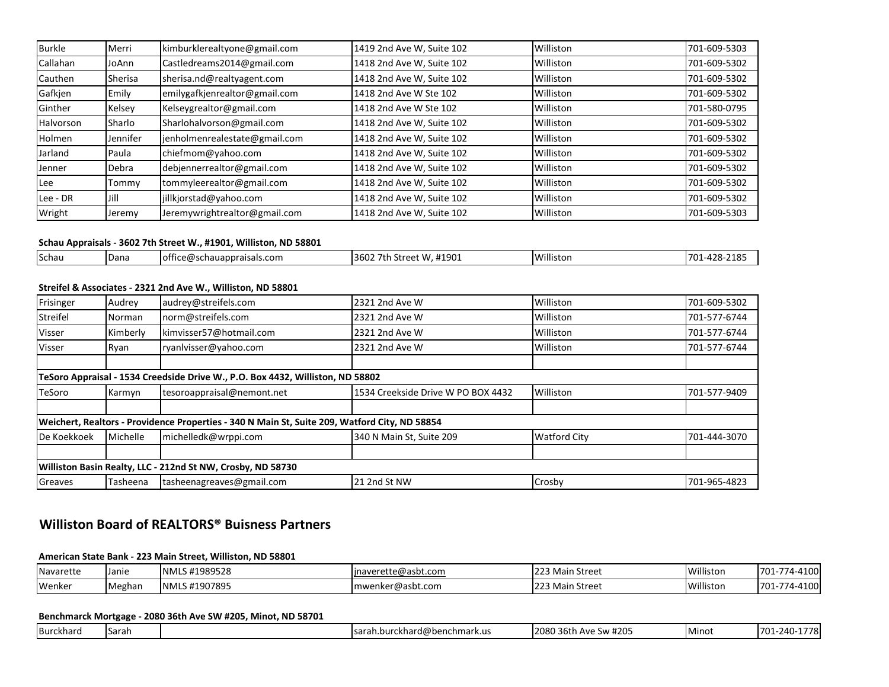| | | | | | |
|---|---|---|---|---|---|
| Burkle | Merri | kimburklerealtyone@gmail.com | 1419 2nd Ave W, Suite 102 | Williston | 701-609-5303 |
| Callahan | JoAnn | Castledreams2014@gmail.com | 1418 2nd Ave W, Suite 102 | Williston | 701-609-5302 |
| Cauthen | Sherisa | sherisa.nd@realtyagent.com | 1418 2nd Ave W, Suite 102 | Williston | 701-609-5302 |
| Gafkjen | Emily | emilygafkjenrealtor@gmail.com | 1418 2nd Ave W Ste 102 | Williston | 701-609-5302 |
| Ginther | Kelsey | Kelseygrealtor@gmail.com | 1418 2nd Ave W Ste 102 | Williston | 701-580-0795 |
| Halvorson | Sharlo | Sharlohalvorson@gmail.com | 1418 2nd Ave W, Suite 102 | Williston | 701-609-5302 |
| Holmen | Jennifer | jenholmenrealestate@gmail.com | 1418 2nd Ave W, Suite 102 | Williston | 701-609-5302 |
| Jarland | Paula | chiefmom@yahoo.com | 1418 2nd Ave W, Suite 102 | Williston | 701-609-5302 |
| Jenner | Debra | debjennerrealtor@gmail.com | 1418 2nd Ave W, Suite 102 | Williston | 701-609-5302 |
| Lee | Tommy | tommyleerealtor@gmail.com | 1418 2nd Ave W, Suite 102 | Williston | 701-609-5302 |
| Lee - DR | Jill | jillkjorstad@yahoo.com | 1418 2nd Ave W, Suite 102 | Williston | 701-609-5302 |
| Wright | Jeremy | Jeremywrightrealtor@gmail.com | 1418 2nd Ave W, Suite 102 | Williston | 701-609-5303 |

**Schau Appraisals - 3602 7th Street W., #1901, Williston, ND 58801**

| | | | | | |
|---|---|---|---|---|---|
| Schau | Dana | office@schauappraisals.com | 3602 7th Street W, #1901 | Williston | 701-428-2185 |

**Streifel & Associates - 2321 2nd Ave W., Williston, ND 58801**

| | | | | | |
|---|---|---|---|---|---|
| Frisinger | Audrey | audrey@streifels.com | 2321 2nd Ave W | Williston | 701-609-5302 |
| Streifel | Norman | norm@streifels.com | 2321 2nd Ave W | Williston | 701-577-6744 |
| Visser | Kimberly | kimvisser57@hotmail.com | 2321 2nd Ave W | Williston | 701-577-6744 |
| Visser | Ryan | ryanlvisser@yahoo.com | 2321 2nd Ave W | Williston | 701-577-6744 |

**TeSoro Appraisal - 1534 Creedside Drive W., P.O. Box 4432, Williston, ND 58802**

| | | | | | |
|---|---|---|---|---|---|
| TeSoro | Karmyn | tesoroappraisal@nemont.net | 1534 Creekside Drive W PO BOX 4432 | Williston | 701-577-9409 |

**Weichert, Realtors - Providence Properties - 340 N Main St, Suite 209, Watford City, ND 58854**

| | | | | | |
|---|---|---|---|---|---|
| De Koekkoek | Michelle | michelledk@wrppi.com | 340 N Main St, Suite 209 | Watford City | 701-444-3070 |

**Williston Basin Realty, LLC - 212nd St NW, Crosby, ND 58730**

| | | | | | |
|---|---|---|---|---|---|
| Greaves | Tasheena | tasheenagreaves@gmail.com | 21 2nd St NW | Crosby | 701-965-4823 |

## Williston Board of REALTORS® Buisness Partners

**American State Bank - 223 Main Street, Williston, ND 58801**

| | | | | | | |
|---|---|---|---|---|---|---|
| Navarette | Janie | NMLS #1989528 | jnaverette@asbt.com | 223 Main Street | Williston | 701-774-4100 |
| Wenker | Meghan | NMLS #1907895 | mwenker@asbt.com | 223 Main Street | Williston | 701-774-4100 |

**Benchmarck Mortgage - 2080 36th Ave SW #205, Minot, ND 58701**

| | | | | | | |
|---|---|---|---|---|---|---|
| Burckhard | Sarah | | sarah.burckhard@benchmark.us | 2080 36th Ave Sw #205 | Minot | 701-240-1778 |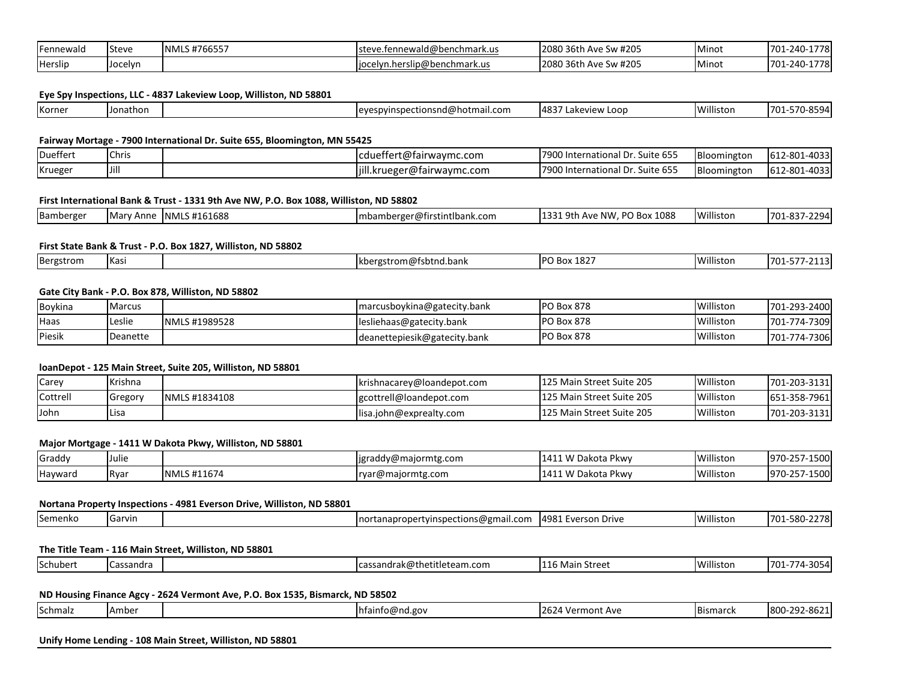| | | | | | | |
|---|---|---|---|---|---|---|
| Fennewald | Steve | NMLS #766557 | steve.fennewald@benchmark.us | 2080 36th Ave Sw #205 | Minot | 701-240-1778 |
| Herslip | Jocelyn | | jocelyn.herslip@benchmark.us | 2080 36th Ave Sw #205 | Minot | 701-240-1778 |

**Eye Spy Inspections, LLC - 4837 Lakeview Loop, Williston, ND 58801**

| | | | | | | |
|---|---|---|---|---|---|---|
| Korner | Jonathon | | eyespyinspectionsnd@hotmail.com | 4837 Lakeview Loop | Williston | 701-570-8594 |

**Fairway Mortage - 7900 International Dr. Suite 655, Bloomington, MN 55425**

| | | | | | | |
|---|---|---|---|---|---|---|
| Dueffert | Chris | | cdueffert@fairwaymc.com | 7900 International Dr. Suite 655 | Bloomington | 612-801-4033 |
| Krueger | Jill | | jill.krueger@fairwaymc.com | 7900 International Dr. Suite 655 | Bloomington | 612-801-4033 |

**First International Bank & Trust - 1331 9th Ave NW, P.O. Box 1088, Williston, ND 58802**

| | | | | | | |
|---|---|---|---|---|---|---|
| Bamberger | Mary Anne | NMLS #161688 | mbamberger@firstintlbank.com | 1331 9th Ave NW, PO Box 1088 | Williston | 701-837-2294 |

**First State Bank & Trust - P.O. Box 1827, Williston, ND 58802**

| | | | | | | |
|---|---|---|---|---|---|---|
| Bergstrom | Kasi | | kbergstrom@fsbtnd.bank | PO Box 1827 | Williston | 701-577-2113 |

**Gate City Bank - P.O. Box 878, Williston, ND 58802**

| | | | | | | |
|---|---|---|---|---|---|---|
| Boykina | Marcus | | marcusboykina@gatecity.bank | PO Box 878 | Williston | 701-293-2400 |
| Haas | Leslie | NMLS #1989528 | lesliehaas@gatecity.bank | PO Box 878 | Williston | 701-774-7309 |
| Piesik | Deanette | | deanettepiesik@gatecity.bank | PO Box 878 | Williston | 701-774-7306 |

**loanDepot - 125 Main Street, Suite 205, Williston, ND 58801**

| | | | | | | |
|---|---|---|---|---|---|---|
| Carey | Krishna | | krishnacarey@loandepot.com | 125 Main Street Suite 205 | Williston | 701-203-3131 |
| Cottrell | Gregory | NMLS #1834108 | gcottrell@loandepot.com | 125 Main Street Suite 205 | Williston | 651-358-7961 |
| John | Lisa | | lisa.john@exprealty.com | 125 Main Street Suite 205 | Williston | 701-203-3131 |

**Major Mortgage - 1411 W Dakota Pkwy, Williston, ND 58801**

| | | | | | | |
|---|---|---|---|---|---|---|
| Graddy | Julie | | jgraddy@majormtg.com | 1411 W Dakota Pkwy | Williston | 970-257-1500 |
| Hayward | Ryar | NMLS #11674 | ryar@majormtg.com | 1411 W Dakota Pkwy | Williston | 970-257-1500 |

**Nortana Property Inspections - 4981 Everson Drive, Williston, ND 58801**

| | | | | | | |
|---|---|---|---|---|---|---|
| Semenko | Garvin | | nortanapropertyinspections@gmail.com | 4981 Everson Drive | Williston | 701-580-2278 |

**The Title Team - 116 Main Street, Williston, ND 58801**

| | | | | | | |
|---|---|---|---|---|---|---|
| Schubert | Cassandra | | cassandrak@thetitleteam.com | 116 Main Street | Williston | 701-774-3054 |

**ND Housing Finance Agcy - 2624 Vermont Ave, P.O. Box 1535, Bismarck, ND 58502**

| | | | | | | |
|---|---|---|---|---|---|---|
| Schmalz | Amber | | hfainfo@nd.gov | 2624 Vermont Ave | Bismarck | 800-292-8621 |

**Unify Home Lending - 108 Main Street, Williston, ND 58801**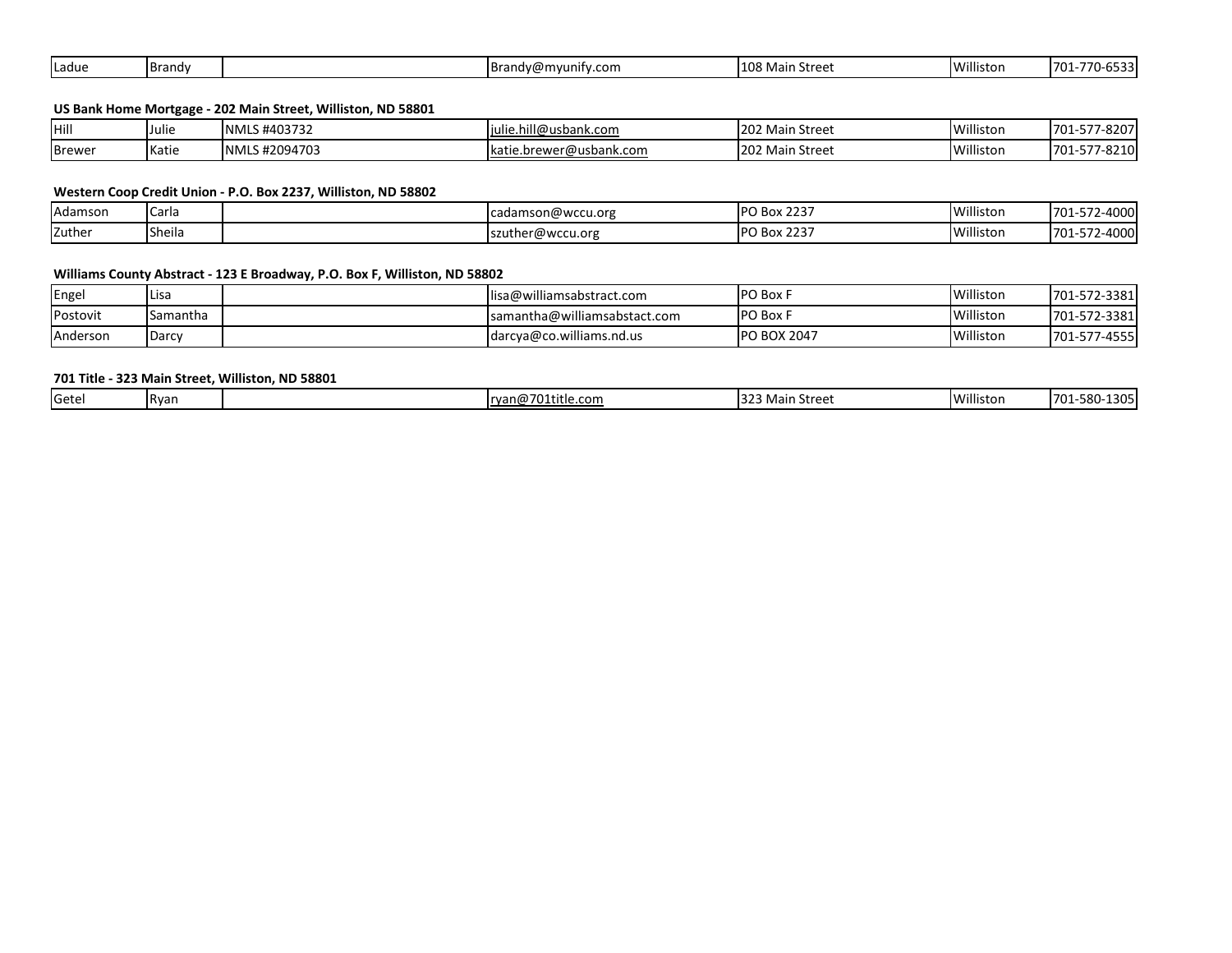| | | | | | | |
|---|---|---|---|---|---|---|
| Ladue | Brandy | | Brandy@myunify.com | 108 Main Street | Williston | 701-770-6533 |

**US Bank Home Mortgage - 202 Main Street, Williston, ND 58801**

| | | | | | | |
|---|---|---|---|---|---|---|
| Hill | Julie | NMLS #403732 | julie.hill@usbank.com | 202 Main Street | Williston | 701-577-8207 |
| Brewer | Katie | NMLS #2094703 | katie.brewer@usbank.com | 202 Main Street | Williston | 701-577-8210 |

**Western Coop Credit Union - P.O. Box 2237, Williston, ND 58802**

| | | | | | | |
|---|---|---|---|---|---|---|
| Adamson | Carla | | cadamson@wccu.org | PO Box 2237 | Williston | 701-572-4000 |
| Zuther | Sheila | | szuther@wccu.org | PO Box 2237 | Williston | 701-572-4000 |

**Williams County Abstract - 123 E Broadway, P.O. Box F, Williston, ND 58802**

| | | | | | | |
|---|---|---|---|---|---|---|
| Engel | Lisa | | lisa@williamsabstract.com | PO Box F | Williston | 701-572-3381 |
| Postovit | Samantha | | samantha@williamsabstact.com | PO Box F | Williston | 701-572-3381 |
| Anderson | Darcy | | darcya@co.williams.nd.us | PO BOX 2047 | Williston | 701-577-4555 |

**701 Title - 323 Main Street, Williston, ND 58801**

| | | | | | | |
|---|---|---|---|---|---|---|
| Getel | Ryan | | ryan@701title.com | 323 Main Street | Williston | 701-580-1305 |